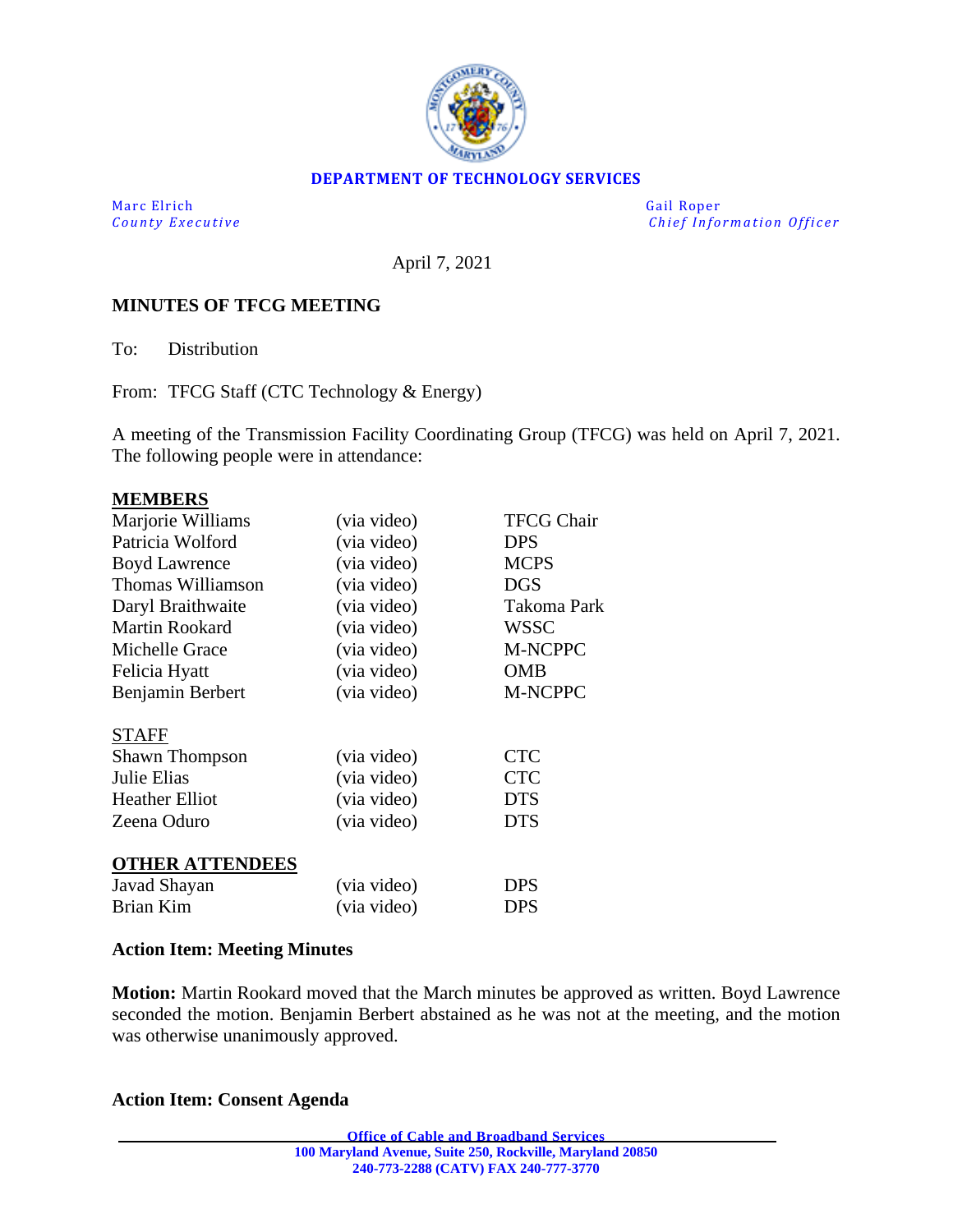**DEPARTMENT OF TECHNOLOGY SERVICES**

Marc Elrich
*County Executive*

Gail Roper
*Chief Information Officer*

April 7, 2021

**MINUTES OF TFCG MEETING**

To: Distribution

From: TFCG Staff (CTC Technology & Energy)

A meeting of the Transmission Facility Coordinating Group (TFCG) was held on April 7, 2021. The following people were in attendance:

**MEMBERS**

| | | |
|---|---|---|
| Marjorie Williams | (via video) | TFCG Chair |
| Patricia Wolford | (via video) | DPS |
| Boyd Lawrence | (via video) | MCPS |
| Thomas Williamson | (via video) | DGS |
| Daryl Braithwaite | (via video) | Takoma Park |
| Martin Rookard | (via video) | WSSC |
| Michelle Grace | (via video) | M-NCPPC |
| Felicia Hyatt | (via video) | OMB |
| Benjamin Berbert | (via video) | M-NCPPC |

STAFF

| | | |
|---|---|---|
| Shawn Thompson | (via video) | CTC |
| Julie Elias | (via video) | CTC |
| Heather Elliot | (via video) | DTS |
| Zeena Oduro | (via video) | DTS |

**OTHER ATTENDEES**

| | | |
|---|---|---|
| Javad Shayan | (via video) | DPS |
| Brian Kim | (via video) | DPS |

**Action Item: Meeting Minutes**

**Motion:** Martin Rookard moved that the March minutes be approved as written. Boyd Lawrence seconded the motion. Benjamin Berbert abstained as he was not at the meeting, and the motion was otherwise unanimously approved.

**Action Item: Consent Agenda**

Office of Cable and Broadband Services
100 Maryland Avenue, Suite 250, Rockville, Maryland 20850
240-773-2288 (CATV) FAX 240-777-3770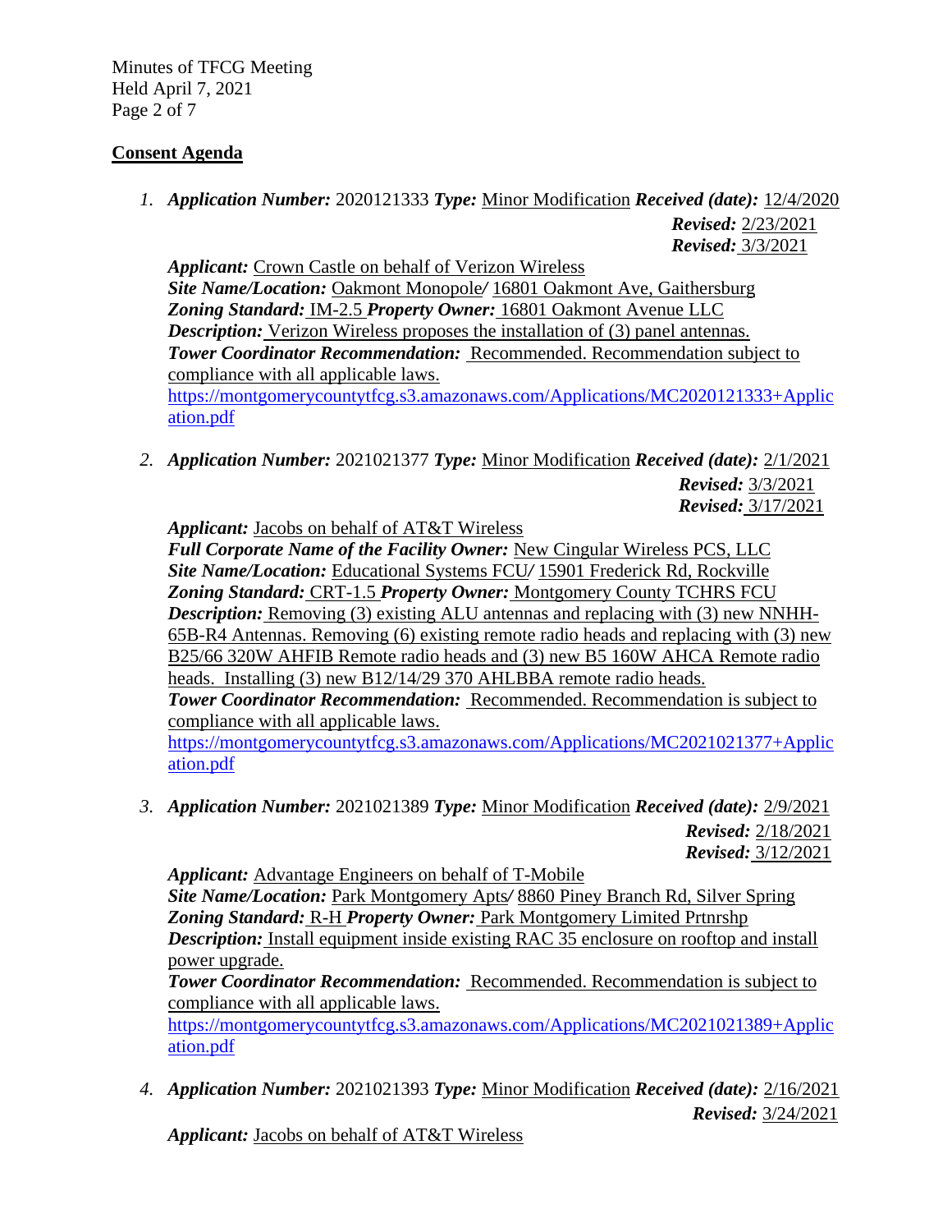## Consent Agenda

1. ***Application Number:*** 2020121333 ***Type:*** Minor Modification ***Received (date):*** 12/4/2020
   ***Revised:*** 2/23/2021
   ***Revised:*** 3/3/2021

   ***Applicant:*** Crown Castle on behalf of Verizon Wireless
   ***Site Name/Location:*** Oakmont Monopole/ 16801 Oakmont Ave, Gaithersburg
   ***Zoning Standard:*** IM-2.5 ***Property Owner:*** 16801 Oakmont Avenue LLC
   ***Description:*** Verizon Wireless proposes the installation of (3) panel antennas.
   ***Tower Coordinator Recommendation:*** Recommended. Recommendation subject to compliance with all applicable laws.
   https://montgomerycountytfcg.s3.amazonaws.com/Applications/MC2020121333+Application.pdf

2. ***Application Number:*** 2021021377 ***Type:*** Minor Modification ***Received (date):*** 2/1/2021
   ***Revised:*** 3/3/2021
   ***Revised:*** 3/17/2021

   ***Applicant:*** Jacobs on behalf of AT&T Wireless
   ***Full Corporate Name of the Facility Owner:*** New Cingular Wireless PCS, LLC
   ***Site Name/Location:*** Educational Systems FCU/ 15901 Frederick Rd, Rockville
   ***Zoning Standard:*** CRT-1.5 ***Property Owner:*** Montgomery County TCHRS FCU
   ***Description:*** Removing (3) existing ALU antennas and replacing with (3) new NNHH-65B-R4 Antennas. Removing (6) existing remote radio heads and replacing with (3) new B25/66 320W AHFIB Remote radio heads and (3) new B5 160W AHCA Remote radio heads. Installing (3) new B12/14/29 370 AHLBBA remote radio heads.
   ***Tower Coordinator Recommendation:*** Recommended. Recommendation is subject to compliance with all applicable laws.
   https://montgomerycountytfcg.s3.amazonaws.com/Applications/MC2021021377+Application.pdf

3. ***Application Number:*** 2021021389 ***Type:*** Minor Modification ***Received (date):*** 2/9/2021
   ***Revised:*** 2/18/2021
   ***Revised:*** 3/12/2021

   ***Applicant:*** Advantage Engineers on behalf of T-Mobile
   ***Site Name/Location:*** Park Montgomery Apts/ 8860 Piney Branch Rd, Silver Spring
   ***Zoning Standard:*** R-H ***Property Owner:*** Park Montgomery Limited Prtnrshp
   ***Description:*** Install equipment inside existing RAC 35 enclosure on rooftop and install power upgrade.
   ***Tower Coordinator Recommendation:*** Recommended. Recommendation is subject to compliance with all applicable laws.
   https://montgomerycountytfcg.s3.amazonaws.com/Applications/MC2021021389+Application.pdf

4. ***Application Number:*** 2021021393 ***Type:*** Minor Modification ***Received (date):*** 2/16/2021
   ***Revised:*** 3/24/2021

   ***Applicant:*** Jacobs on behalf of AT&T Wireless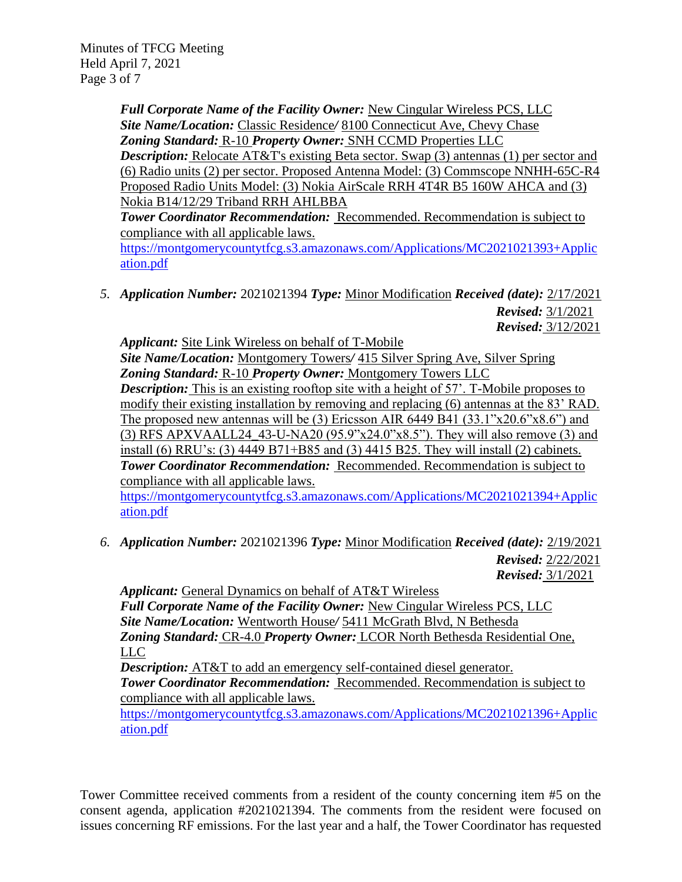***Full Corporate Name of the Facility Owner:*** New Cingular Wireless PCS, LLC
***Site Name/Location:*** Classic Residence/ 8100 Connecticut Ave, Chevy Chase
***Zoning Standard:*** R-10 ***Property Owner:*** SNH CCMD Properties LLC
***Description:*** Relocate AT&T's existing Beta sector. Swap (3) antennas (1) per sector and (6) Radio units (2) per sector. Proposed Antenna Model: (3) Commscope NNHH-65C-R4 Proposed Radio Units Model: (3) Nokia AirScale RRH 4T4R B5 160W AHCA and (3) Nokia B14/12/29 Triband RRH AHLBBA
***Tower Coordinator Recommendation:*** Recommended. Recommendation is subject to compliance with all applicable laws.
https://montgomerycountytfcg.s3.amazonaws.com/Applications/MC2021021393+Application.pdf

5. ***Application Number:*** 2021021394 ***Type:*** Minor Modification ***Received (date):*** 2/17/2021
***Revised:*** 3/1/2021
***Revised:*** 3/12/2021
***Applicant:*** Site Link Wireless on behalf of T-Mobile
***Site Name/Location:*** Montgomery Towers/ 415 Silver Spring Ave, Silver Spring
***Zoning Standard:*** R-10 ***Property Owner:*** Montgomery Towers LLC
***Description:*** This is an existing rooftop site with a height of 57'. T-Mobile proposes to modify their existing installation by removing and replacing (6) antennas at the 83' RAD. The proposed new antennas will be (3) Ericsson AIR 6449 B41 (33.1"x20.6"x8.6") and (3) RFS APXVAALL24_43-U-NA20 (95.9"x24.0"x8.5"). They will also remove (3) and install (6) RRU's: (3) 4449 B71+B85 and (3) 4415 B25. They will install (2) cabinets.
***Tower Coordinator Recommendation:*** Recommended. Recommendation is subject to compliance with all applicable laws.
https://montgomerycountytfcg.s3.amazonaws.com/Applications/MC2021021394+Application.pdf

6. ***Application Number:*** 2021021396 ***Type:*** Minor Modification ***Received (date):*** 2/19/2021
***Revised:*** 2/22/2021
***Revised:*** 3/1/2021
***Applicant:*** General Dynamics on behalf of AT&T Wireless
***Full Corporate Name of the Facility Owner:*** New Cingular Wireless PCS, LLC
***Site Name/Location:*** Wentworth House/ 5411 McGrath Blvd, N Bethesda
***Zoning Standard:*** CR-4.0 ***Property Owner:*** LCOR North Bethesda Residential One, LLC
***Description:*** AT&T to add an emergency self-contained diesel generator.
***Tower Coordinator Recommendation:*** Recommended. Recommendation is subject to compliance with all applicable laws.
https://montgomerycountytfcg.s3.amazonaws.com/Applications/MC2021021396+Application.pdf

Tower Committee received comments from a resident of the county concerning item #5 on the consent agenda, application #2021021394. The comments from the resident were focused on issues concerning RF emissions. For the last year and a half, the Tower Coordinator has requested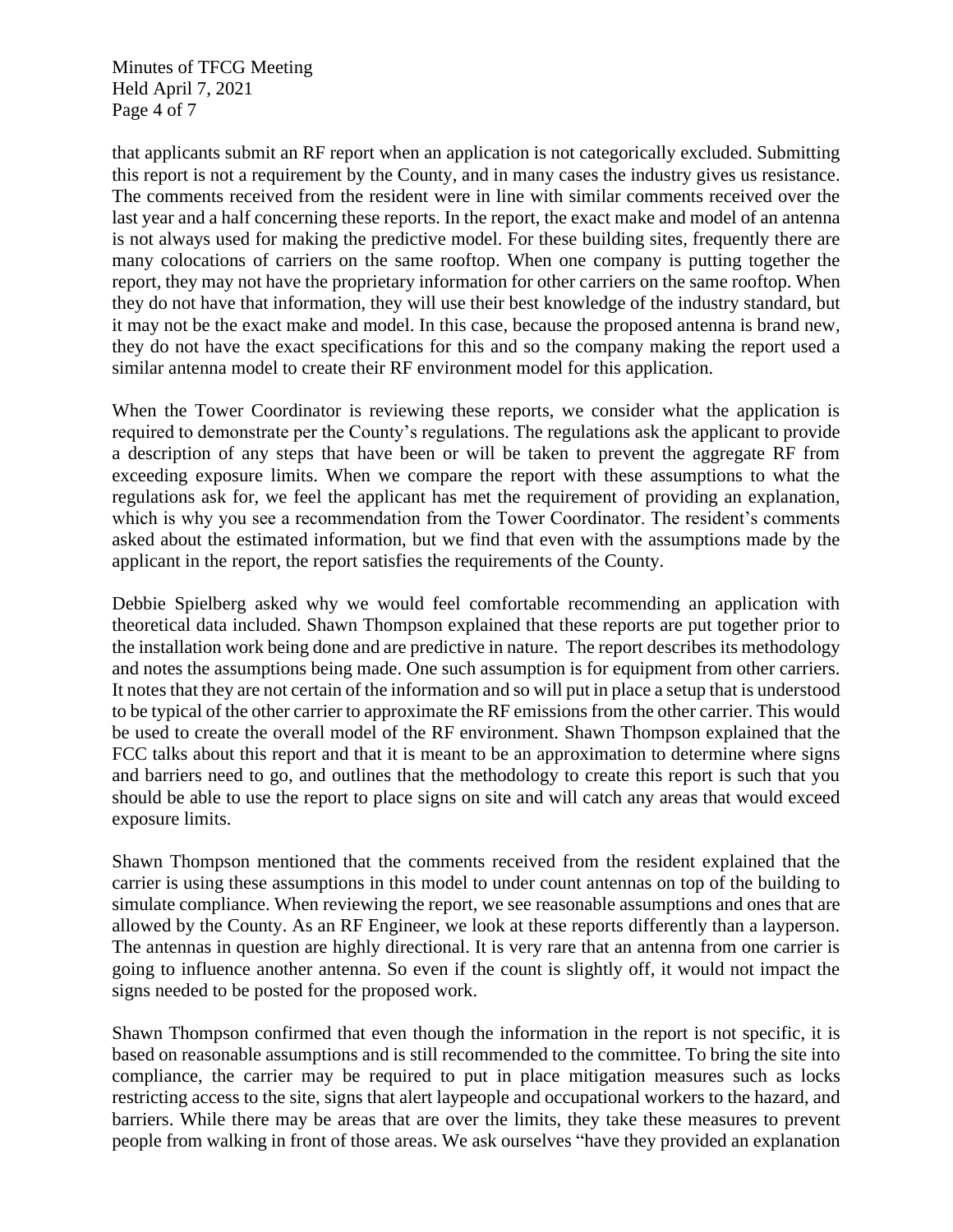that applicants submit an RF report when an application is not categorically excluded. Submitting this report is not a requirement by the County, and in many cases the industry gives us resistance. The comments received from the resident were in line with similar comments received over the last year and a half concerning these reports. In the report, the exact make and model of an antenna is not always used for making the predictive model. For these building sites, frequently there are many colocations of carriers on the same rooftop. When one company is putting together the report, they may not have the proprietary information for other carriers on the same rooftop. When they do not have that information, they will use their best knowledge of the industry standard, but it may not be the exact make and model. In this case, because the proposed antenna is brand new, they do not have the exact specifications for this and so the company making the report used a similar antenna model to create their RF environment model for this application.

When the Tower Coordinator is reviewing these reports, we consider what the application is required to demonstrate per the County's regulations. The regulations ask the applicant to provide a description of any steps that have been or will be taken to prevent the aggregate RF from exceeding exposure limits. When we compare the report with these assumptions to what the regulations ask for, we feel the applicant has met the requirement of providing an explanation, which is why you see a recommendation from the Tower Coordinator. The resident's comments asked about the estimated information, but we find that even with the assumptions made by the applicant in the report, the report satisfies the requirements of the County.

Debbie Spielberg asked why we would feel comfortable recommending an application with theoretical data included. Shawn Thompson explained that these reports are put together prior to the installation work being done and are predictive in nature. The report describes its methodology and notes the assumptions being made. One such assumption is for equipment from other carriers. It notes that they are not certain of the information and so will put in place a setup that is understood to be typical of the other carrier to approximate the RF emissions from the other carrier. This would be used to create the overall model of the RF environment. Shawn Thompson explained that the FCC talks about this report and that it is meant to be an approximation to determine where signs and barriers need to go, and outlines that the methodology to create this report is such that you should be able to use the report to place signs on site and will catch any areas that would exceed exposure limits.

Shawn Thompson mentioned that the comments received from the resident explained that the carrier is using these assumptions in this model to under count antennas on top of the building to simulate compliance. When reviewing the report, we see reasonable assumptions and ones that are allowed by the County. As an RF Engineer, we look at these reports differently than a layperson. The antennas in question are highly directional. It is very rare that an antenna from one carrier is going to influence another antenna. So even if the count is slightly off, it would not impact the signs needed to be posted for the proposed work.

Shawn Thompson confirmed that even though the information in the report is not specific, it is based on reasonable assumptions and is still recommended to the committee. To bring the site into compliance, the carrier may be required to put in place mitigation measures such as locks restricting access to the site, signs that alert laypeople and occupational workers to the hazard, and barriers. While there may be areas that are over the limits, they take these measures to prevent people from walking in front of those areas. We ask ourselves "have they provided an explanation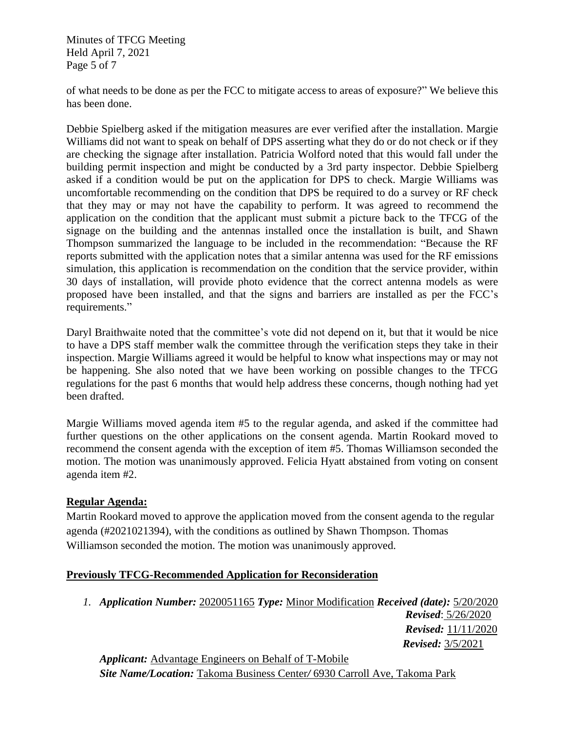of what needs to be done as per the FCC to mitigate access to areas of exposure?" We believe this has been done.

Debbie Spielberg asked if the mitigation measures are ever verified after the installation. Margie Williams did not want to speak on behalf of DPS asserting what they do or do not check or if they are checking the signage after installation. Patricia Wolford noted that this would fall under the building permit inspection and might be conducted by a 3rd party inspector. Debbie Spielberg asked if a condition would be put on the application for DPS to check. Margie Williams was uncomfortable recommending on the condition that DPS be required to do a survey or RF check that they may or may not have the capability to perform. It was agreed to recommend the application on the condition that the applicant must submit a picture back to the TFCG of the signage on the building and the antennas installed once the installation is built, and Shawn Thompson summarized the language to be included in the recommendation: "Because the RF reports submitted with the application notes that a similar antenna was used for the RF emissions simulation, this application is recommendation on the condition that the service provider, within 30 days of installation, will provide photo evidence that the correct antenna models as were proposed have been installed, and that the signs and barriers are installed as per the FCC's requirements."

Daryl Braithwaite noted that the committee's vote did not depend on it, but that it would be nice to have a DPS staff member walk the committee through the verification steps they take in their inspection. Margie Williams agreed it would be helpful to know what inspections may or may not be happening. She also noted that we have been working on possible changes to the TFCG regulations for the past 6 months that would help address these concerns, though nothing had yet been drafted.

Margie Williams moved agenda item #5 to the regular agenda, and asked if the committee had further questions on the other applications on the consent agenda. Martin Rookard moved to recommend the consent agenda with the exception of item #5. Thomas Williamson seconded the motion. The motion was unanimously approved. Felicia Hyatt abstained from voting on consent agenda item #2.

**Regular Agenda:**

Martin Rookard moved to approve the application moved from the consent agenda to the regular agenda (#2021021394), with the conditions as outlined by Shawn Thompson. Thomas Williamson seconded the motion. The motion was unanimously approved.

**Previously TFCG-Recommended Application for Reconsideration**

1. ***Application Number:*** 2020051165 ***Type:*** Minor Modification ***Received (date):*** 5/20/2020
   ***Revised***: 5/26/2020
   ***Revised:*** 11/11/2020
   ***Revised:*** 3/5/2021

   ***Applicant:*** Advantage Engineers on Behalf of T-Mobile
   ***Site Name/Location:*** Takoma Business Center/ 6930 Carroll Ave, Takoma Park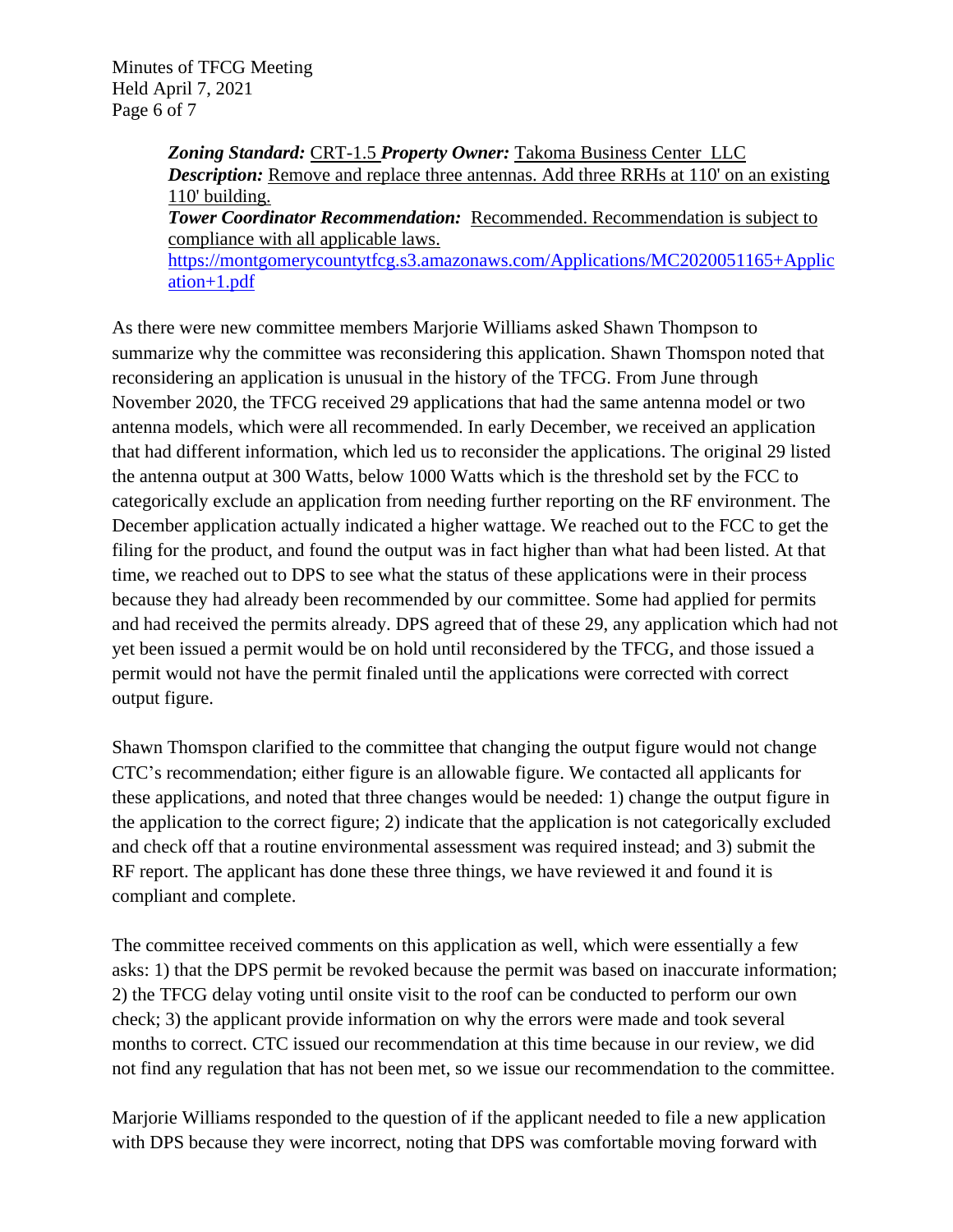> ***Zoning Standard:*** CRT-1.5 ***Property Owner:*** Takoma Business Center LLC
> ***Description:*** Remove and replace three antennas. Add three RRHs at 110' on an existing 110' building.
> ***Tower Coordinator Recommendation:*** Recommended. Recommendation is subject to compliance with all applicable laws.
> https://montgomerycountytfcg.s3.amazonaws.com/Applications/MC2020051165+Application+1.pdf

As there were new committee members Marjorie Williams asked Shawn Thompson to summarize why the committee was reconsidering this application. Shawn Thomspon noted that reconsidering an application is unusual in the history of the TFCG. From June through November 2020, the TFCG received 29 applications that had the same antenna model or two antenna models, which were all recommended. In early December, we received an application that had different information, which led us to reconsider the applications. The original 29 listed the antenna output at 300 Watts, below 1000 Watts which is the threshold set by the FCC to categorically exclude an application from needing further reporting on the RF environment. The December application actually indicated a higher wattage. We reached out to the FCC to get the filing for the product, and found the output was in fact higher than what had been listed. At that time, we reached out to DPS to see what the status of these applications were in their process because they had already been recommended by our committee. Some had applied for permits and had received the permits already. DPS agreed that of these 29, any application which had not yet been issued a permit would be on hold until reconsidered by the TFCG, and those issued a permit would not have the permit finaled until the applications were corrected with correct output figure.

Shawn Thomspon clarified to the committee that changing the output figure would not change CTC's recommendation; either figure is an allowable figure. We contacted all applicants for these applications, and noted that three changes would be needed: 1) change the output figure in the application to the correct figure; 2) indicate that the application is not categorically excluded and check off that a routine environmental assessment was required instead; and 3) submit the RF report. The applicant has done these three things, we have reviewed it and found it is compliant and complete.

The committee received comments on this application as well, which were essentially a few asks: 1) that the DPS permit be revoked because the permit was based on inaccurate information; 2) the TFCG delay voting until onsite visit to the roof can be conducted to perform our own check; 3) the applicant provide information on why the errors were made and took several months to correct. CTC issued our recommendation at this time because in our review, we did not find any regulation that has not been met, so we issue our recommendation to the committee.

Marjorie Williams responded to the question of if the applicant needed to file a new application with DPS because they were incorrect, noting that DPS was comfortable moving forward with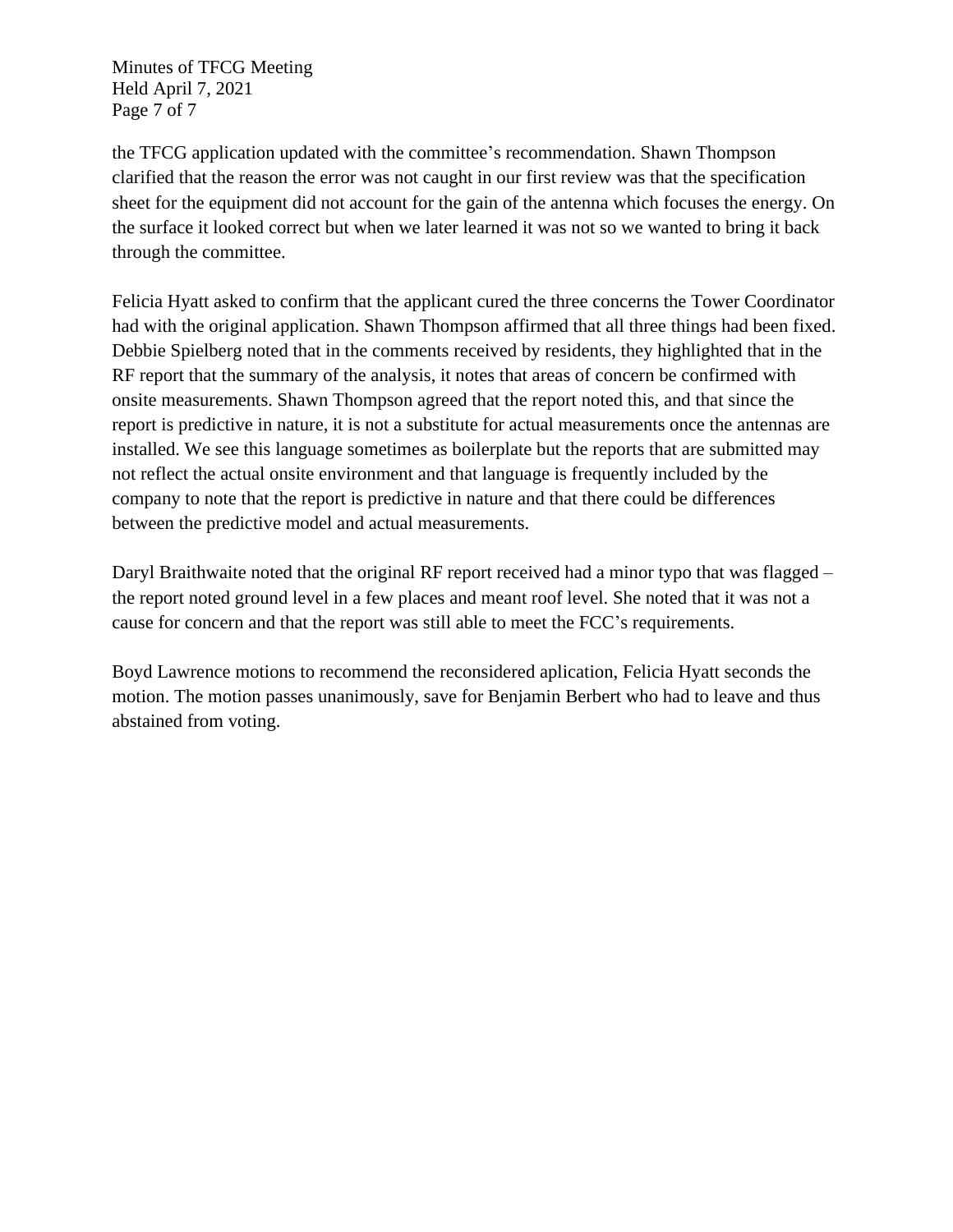the TFCG application updated with the committee's recommendation. Shawn Thompson clarified that the reason the error was not caught in our first review was that the specification sheet for the equipment did not account for the gain of the antenna which focuses the energy. On the surface it looked correct but when we later learned it was not so we wanted to bring it back through the committee.

Felicia Hyatt asked to confirm that the applicant cured the three concerns the Tower Coordinator had with the original application. Shawn Thompson affirmed that all three things had been fixed. Debbie Spielberg noted that in the comments received by residents, they highlighted that in the RF report that the summary of the analysis, it notes that areas of concern be confirmed with onsite measurements. Shawn Thompson agreed that the report noted this, and that since the report is predictive in nature, it is not a substitute for actual measurements once the antennas are installed. We see this language sometimes as boilerplate but the reports that are submitted may not reflect the actual onsite environment and that language is frequently included by the company to note that the report is predictive in nature and that there could be differences between the predictive model and actual measurements.

Daryl Braithwaite noted that the original RF report received had a minor typo that was flagged – the report noted ground level in a few places and meant roof level. She noted that it was not a cause for concern and that the report was still able to meet the FCC's requirements.

Boyd Lawrence motions to recommend the reconsidered aplication, Felicia Hyatt seconds the motion. The motion passes unanimously, save for Benjamin Berbert who had to leave and thus abstained from voting.